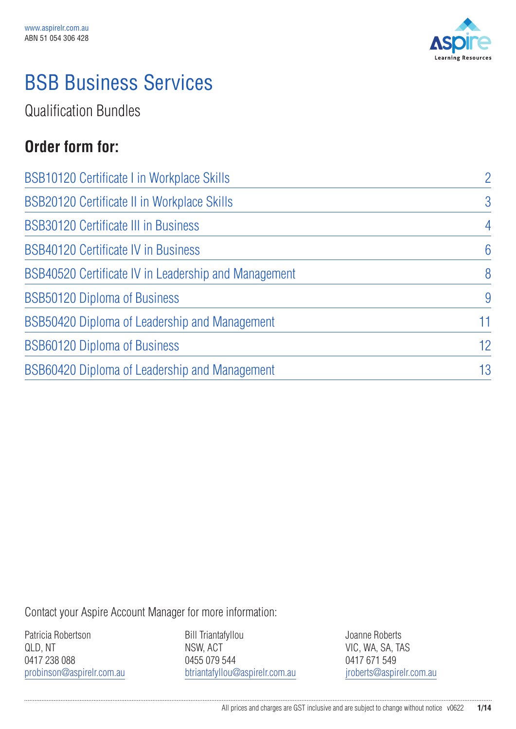www.aspirelr.com.au
ABN 51 054 306 428

# BSB Business Services

Qualification Bundles

## Order form for:

| Qualification | Page |
| --- | --- |
| BSB10120 Certificate I in Workplace Skills | 2 |
| BSB20120 Certificate II in Workplace Skills | 3 |
| BSB30120 Certificate III in Business | 4 |
| BSB40120 Certificate IV in Business | 6 |
| BSB40520 Certificate IV in Leadership and Management | 8 |
| BSB50120 Diploma of Business | 9 |
| BSB50420 Diploma of Leadership and Management | 11 |
| BSB60120 Diploma of Business | 12 |
| BSB60420 Diploma of Leadership and Management | 13 |

Contact your Aspire Account Manager for more information:

Patricia Robertson
QLD, NT
0417 238 088
probinson@aspirelr.com.au

Bill Triantafyllou
NSW, ACT
0455 079 544
btriantafyllou@aspirelr.com.au

Joanne Roberts
VIC, WA, SA, TAS
0417 671 549
jroberts@aspirelr.com.au

All prices and charges are GST inclusive and are subject to change without notice v0622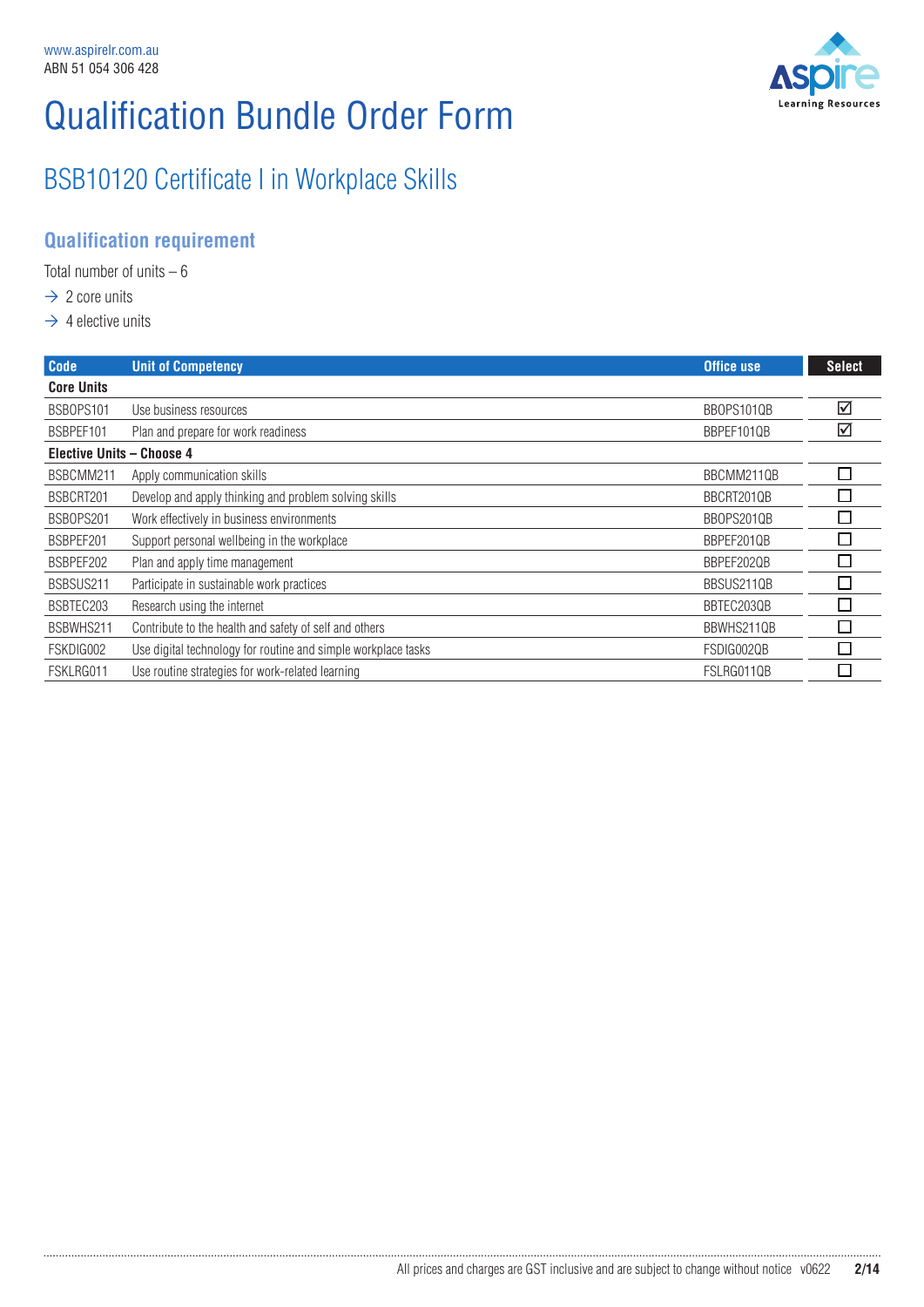www.aspirelr.com.au
ABN 51 054 306 428

# Qualification Bundle Order Form

## BSB10120 Certificate I in Workplace Skills

### Qualification requirement

Total number of units – 6

→ 2 core units

→ 4 elective units

| Code | Unit of Competency | Office use | Select |
|---|---|---|---|
| **Core Units** | | | |
| BSBOPS101 | Use business resources | BBOPS101QB | ☑ |
| BSBPEF101 | Plan and prepare for work readiness | BBPEF101QB | ☑ |
| **Elective Units – Choose 4** | | | |
| BSBCMM211 | Apply communication skills | BBCMM211QB | ☐ |
| BSBCRT201 | Develop and apply thinking and problem solving skills | BBCRT201QB | ☐ |
| BSBOPS201 | Work effectively in business environments | BBOPS201QB | ☐ |
| BSBPEF201 | Support personal wellbeing in the workplace | BBPEF201QB | ☐ |
| BSBPEF202 | Plan and apply time management | BBPEF202QB | ☐ |
| BSBSUS211 | Participate in sustainable work practices | BBSUS211QB | ☐ |
| BSBTEC203 | Research using the internet | BBTEC203QB | ☐ |
| BSBWHS211 | Contribute to the health and safety of self and others | BBWHS211QB | ☐ |
| FSKDIG002 | Use digital technology for routine and simple workplace tasks | FSDIG002QB | ☐ |
| FSKLRG011 | Use routine strategies for work-related learning | FSLRG011QB | ☐ |

All prices and charges are GST inclusive and are subject to change without notice v0622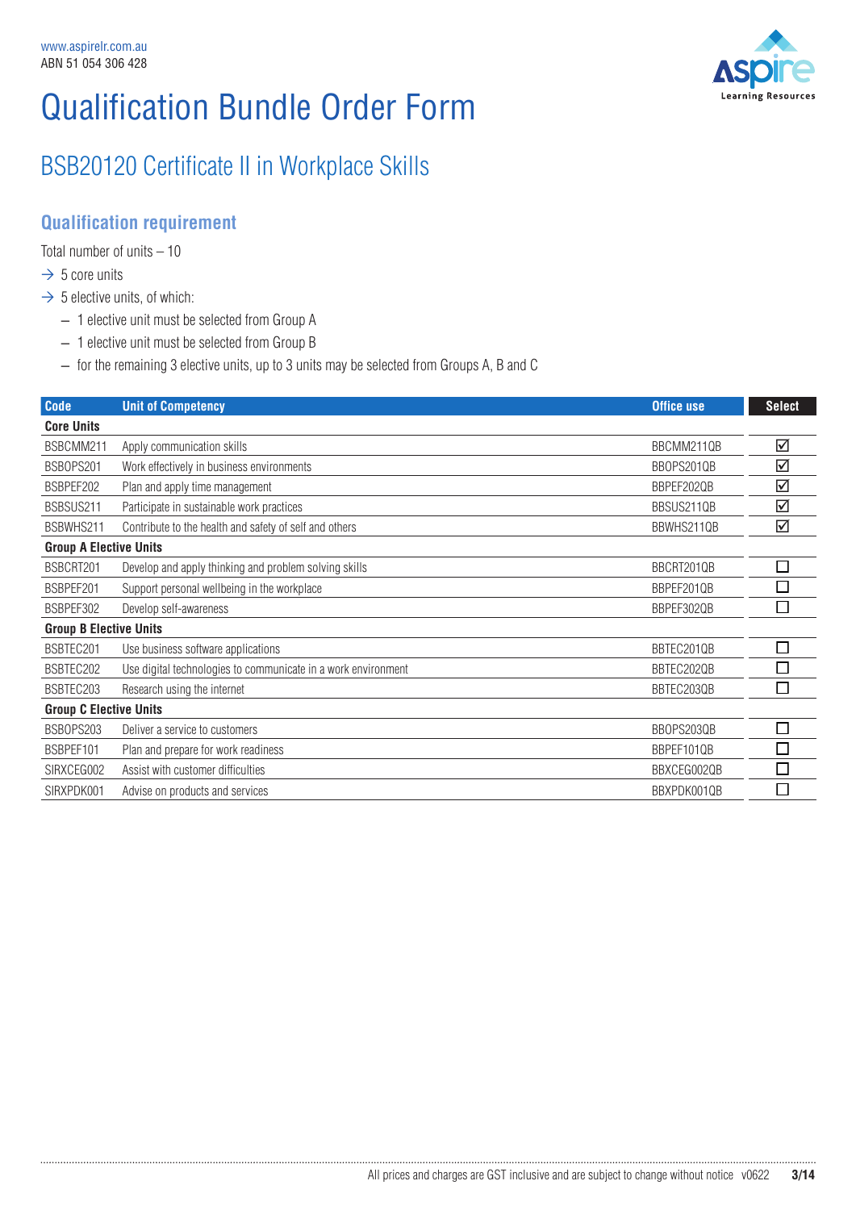www.aspirelr.com.au
ABN 51 054 306 428

# Qualification Bundle Order Form

## BSB20120 Certificate II in Workplace Skills

### Qualification requirement

Total number of units – 10

- → 5 core units
- → 5 elective units, of which:
  - – 1 elective unit must be selected from Group A
  - – 1 elective unit must be selected from Group B
  - – for the remaining 3 elective units, up to 3 units may be selected from Groups A, B and C

| Code | Unit of Competency | Office use | Select |
|---|---|---|---|
| **Core Units** | | | |
| BSBCMM211 | Apply communication skills | BBCMM211QB | ☑ |
| BSBOPS201 | Work effectively in business environments | BBOPS201QB | ☑ |
| BSBPEF202 | Plan and apply time management | BBPEF202QB | ☑ |
| BSBSUS211 | Participate in sustainable work practices | BBSUS211QB | ☑ |
| BSBWHS211 | Contribute to the health and safety of self and others | BBWHS211QB | ☑ |
| **Group A Elective Units** | | | |
| BSBCRT201 | Develop and apply thinking and problem solving skills | BBCRT201QB | ☐ |
| BSBPEF201 | Support personal wellbeing in the workplace | BBPEF201QB | ☐ |
| BSBPEF302 | Develop self-awareness | BBPEF302QB | ☐ |
| **Group B Elective Units** | | | |
| BSBTEC201 | Use business software applications | BBTEC201QB | ☐ |
| BSBTEC202 | Use digital technologies to communicate in a work environment | BBTEC202QB | ☐ |
| BSBTEC203 | Research using the internet | BBTEC203QB | ☐ |
| **Group C Elective Units** | | | |
| BSBOPS203 | Deliver a service to customers | BBOPS203QB | ☐ |
| BSBPEF101 | Plan and prepare for work readiness | BBPEF101QB | ☐ |
| SIRXCEG002 | Assist with customer difficulties | BBXCEG002QB | ☐ |
| SIRXPDK001 | Advise on products and services | BBXPDK001QB | ☐ |

All prices and charges are GST inclusive and are subject to change without notice v0622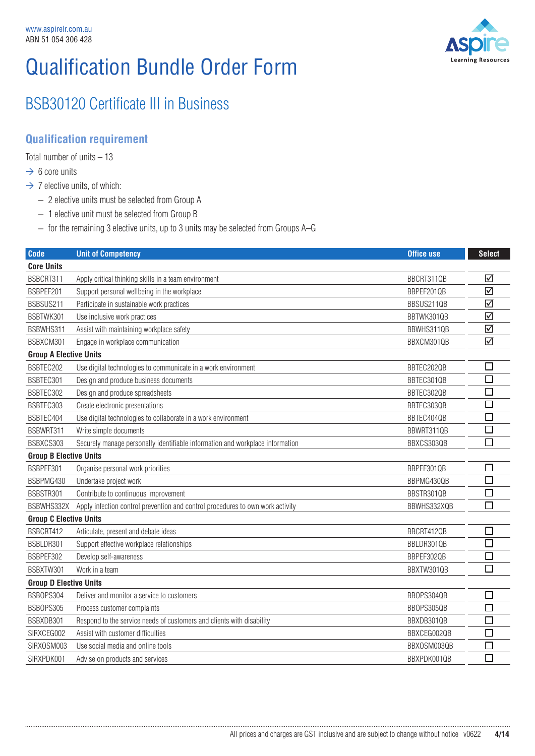www.aspirelr.com.au
ABN 51 054 306 428

# Qualification Bundle Order Form

## BSB30120 Certificate III in Business

### Qualification requirement

Total number of units – 13

- → 6 core units
- → 7 elective units, of which:
  - – 2 elective units must be selected from Group A
  - – 1 elective unit must be selected from Group B
  - – for the remaining 3 elective units, up to 3 units may be selected from Groups A–G

| Code | Unit of Competency | Office use | Select |
|---|---|---|---|
| **Core Units** | | | |
| BSBCRT311 | Apply critical thinking skills in a team environment | BBCRT311QB | ☑ |
| BSBPEF201 | Support personal wellbeing in the workplace | BBPEF201QB | ☑ |
| BSBSUS211 | Participate in sustainable work practices | BBSUS211QB | ☑ |
| BSBTWK301 | Use inclusive work practices | BBTWK301QB | ☑ |
| BSBWHS311 | Assist with maintaining workplace safety | BBWHS311QB | ☑ |
| BSBXCM301 | Engage in workplace communication | BBXCM301QB | ☑ |
| **Group A Elective Units** | | | |
| BSBTEC202 | Use digital technologies to communicate in a work environment | BBTEC202QB | ☐ |
| BSBTEC301 | Design and produce business documents | BBTEC301QB | ☐ |
| BSBTEC302 | Design and produce spreadsheets | BBTEC302QB | ☐ |
| BSBTEC303 | Create electronic presentations | BBTEC303QB | ☐ |
| BSBTEC404 | Use digital technologies to collaborate in a work environment | BBTEC404QB | ☐ |
| BSBWRT311 | Write simple documents | BBWRT311QB | ☐ |
| BSBXCS303 | Securely manage personally identifiable information and workplace information | BBXCS303QB | ☐ |
| **Group B Elective Units** | | | |
| BSBPEF301 | Organise personal work priorities | BBPEF301QB | ☐ |
| BSBPMG430 | Undertake project work | BBPMG430QB | ☐ |
| BSBSTR301 | Contribute to continuous improvement | BBSTR301QB | ☐ |
| BSBWHS332X | Apply infection control prevention and control procedures to own work activity | BBWHS332XQB | ☐ |
| **Group C Elective Units** | | | |
| BSBCRT412 | Articulate, present and debate ideas | BBCRT412QB | ☐ |
| BSBLDR301 | Support effective workplace relationships | BBLDR301QB | ☐ |
| BSBPEF302 | Develop self-awareness | BBPEF302QB | ☐ |
| BSBXTW301 | Work in a team | BBXTW301QB | ☐ |
| **Group D Elective Units** | | | |
| BSBOPS304 | Deliver and monitor a service to customers | BBOPS304QB | ☐ |
| BSBOPS305 | Process customer complaints | BBOPS305QB | ☐ |
| BSBXDB301 | Respond to the service needs of customers and clients with disability | BBXDB301QB | ☐ |
| SIRXCEG002 | Assist with customer difficulties | BBXCEG002QB | ☐ |
| SIRXOSM003 | Use social media and online tools | BBXOSM003QB | ☐ |
| SIRXPDK001 | Advise on products and services | BBXPDK001QB | ☐ |

All prices and charges are GST inclusive and are subject to change without notice v0622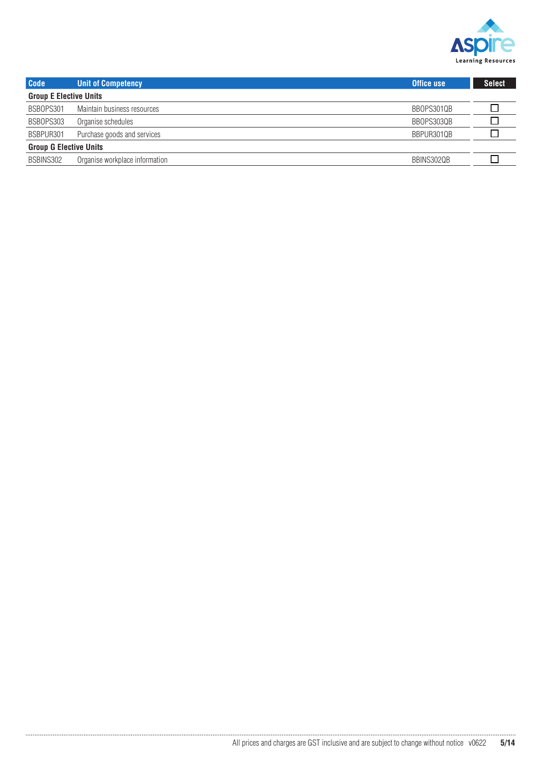| Code | Unit of Competency | Office use | Select |
|---|---|---|---|
| **Group E Elective Units** | | | |
| BSBOPS301 | Maintain business resources | BBOPS301QB | ☐ |
| BSBOPS303 | Organise schedules | BBOPS303QB | ☐ |
| BSBPUR301 | Purchase goods and services | BBPUR301QB | ☐ |
| **Group G Elective Units** | | | |
| BSBINS302 | Organise workplace information | BBINS302QB | ☐ |

All prices and charges are GST inclusive and are subject to change without notice v0622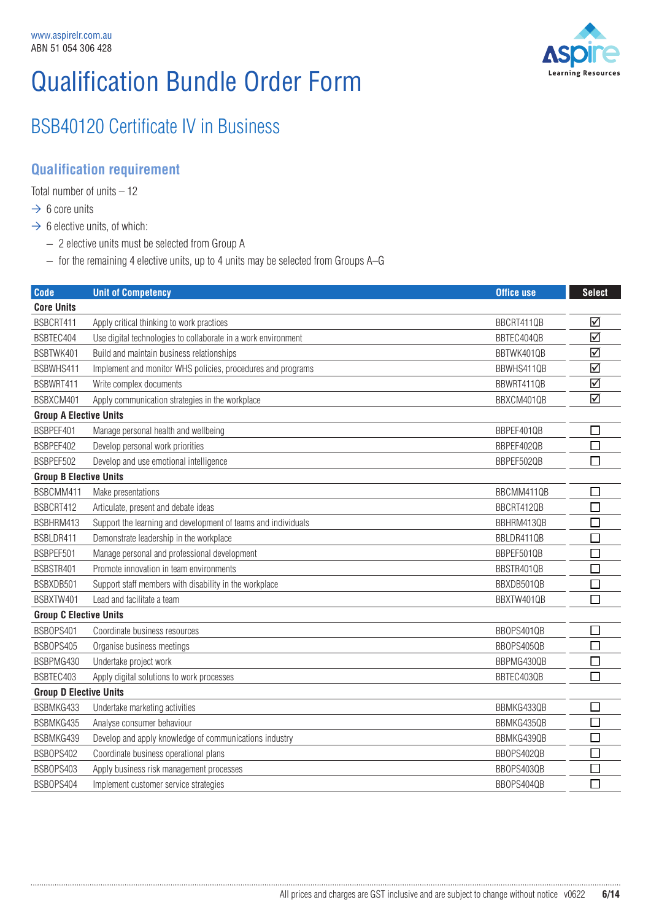www.aspirelr.com.au
ABN 51 054 306 428

# Qualification Bundle Order Form

## BSB40120 Certificate IV in Business

### Qualification requirement

Total number of units – 12

- → 6 core units
- → 6 elective units, of which:
  - – 2 elective units must be selected from Group A
  - – for the remaining 4 elective units, up to 4 units may be selected from Groups A–G

| Code | Unit of Competency | Office use | Select |
|---|---|---|---|
| **Core Units** | | | |
| BSBCRT411 | Apply critical thinking to work practices | BBCRT411QB | ☑ |
| BSBTEC404 | Use digital technologies to collaborate in a work environment | BBTEC404QB | ☑ |
| BSBTWK401 | Build and maintain business relationships | BBTWK401QB | ☑ |
| BSBWHS411 | Implement and monitor WHS policies, procedures and programs | BBWHS411QB | ☑ |
| BSBWRT411 | Write complex documents | BBWRT411QB | ☑ |
| BSBXCM401 | Apply communication strategies in the workplace | BBXCM401QB | ☑ |
| **Group A Elective Units** | | | |
| BSBPEF401 | Manage personal health and wellbeing | BBPEF401QB | ☐ |
| BSBPEF402 | Develop personal work priorities | BBPEF402QB | ☐ |
| BSBPEF502 | Develop and use emotional intelligence | BBPEF502QB | ☐ |
| **Group B Elective Units** | | | |
| BSBCMM411 | Make presentations | BBCMM411QB | ☐ |
| BSBCRT412 | Articulate, present and debate ideas | BBCRT412QB | ☐ |
| BSBHRM413 | Support the learning and development of teams and individuals | BBHRM413QB | ☐ |
| BSBLDR411 | Demonstrate leadership in the workplace | BBLDR411QB | ☐ |
| BSBPEF501 | Manage personal and professional development | BBPEF501QB | ☐ |
| BSBSTR401 | Promote innovation in team environments | BBSTR401QB | ☐ |
| BSBXDB501 | Support staff members with disability in the workplace | BBXDB501QB | ☐ |
| BSBXTW401 | Lead and facilitate a team | BBXTW401QB | ☐ |
| **Group C Elective Units** | | | |
| BSBOPS401 | Coordinate business resources | BBOPS401QB | ☐ |
| BSBOPS405 | Organise business meetings | BBOPS405QB | ☐ |
| BSBPMG430 | Undertake project work | BBPMG430QB | ☐ |
| BSBTEC403 | Apply digital solutions to work processes | BBTEC403QB | ☐ |
| **Group D Elective Units** | | | |
| BSBMKG433 | Undertake marketing activities | BBMKG433QB | ☐ |
| BSBMKG435 | Analyse consumer behaviour | BBMKG435QB | ☐ |
| BSBMKG439 | Develop and apply knowledge of communications industry | BBMKG439QB | ☐ |
| BSBOPS402 | Coordinate business operational plans | BBOPS402QB | ☐ |
| BSBOPS403 | Apply business risk management processes | BBOPS403QB | ☐ |
| BSBOPS404 | Implement customer service strategies | BBOPS404QB | ☐ |

All prices and charges are GST inclusive and are subject to change without notice v0622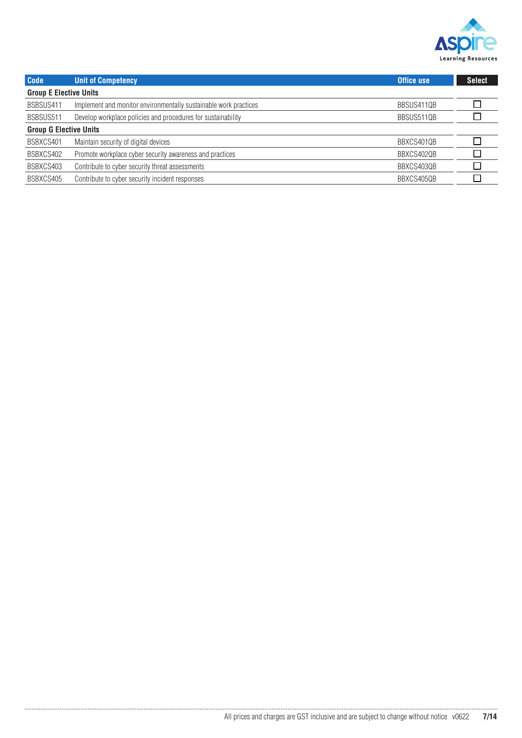| Code | Unit of Competency | Office use | Select |
|---|---|---|---|
| **Group E Elective Units** | | | |
| BSBSUS411 | Implement and monitor environmentally sustainable work practices | BBSUS411QB | ☐ |
| BSBSUS511 | Develop workplace policies and procedures for sustainability | BBSUS511QB | ☐ |
| **Group G Elective Units** | | | |
| BSBXCS401 | Maintain security of digital devices | BBXCS401QB | ☐ |
| BSBXCS402 | Promote workplace cyber security awareness and practices | BBXCS402QB | ☐ |
| BSBXCS403 | Contribute to cyber security threat assessments | BBXCS403QB | ☐ |
| BSBXCS405 | Contribute to cyber security incident responses | BBXCS405QB | ☐ |

All prices and charges are GST inclusive and are subject to change without notice v0622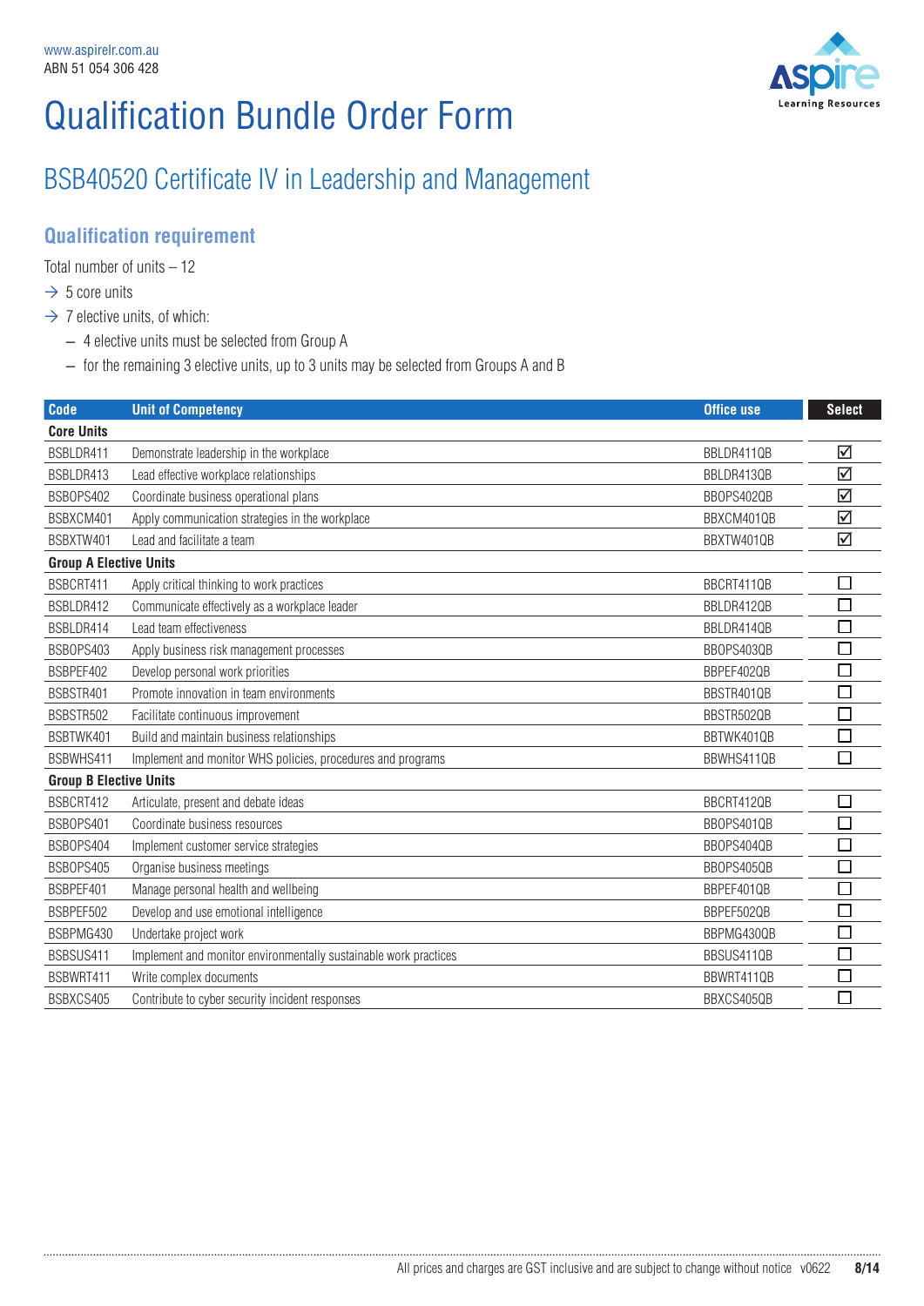www.aspirelr.com.au
ABN 51 054 306 428

# Qualification Bundle Order Form

## BSB40520 Certificate IV in Leadership and Management

### Qualification requirement

Total number of units – 12

→ 5 core units

→ 7 elective units, of which:

- 4 elective units must be selected from Group A
- for the remaining 3 elective units, up to 3 units may be selected from Groups A and B

| Code | Unit of Competency | Office use | Select |
|---|---|---|---|
| **Core Units** | | | |
| BSBLDR411 | Demonstrate leadership in the workplace | BBLDR411QB | ☑ |
| BSBLDR413 | Lead effective workplace relationships | BBLDR413QB | ☑ |
| BSBOPS402 | Coordinate business operational plans | BBOPS402QB | ☑ |
| BSBXCM401 | Apply communication strategies in the workplace | BBXCM401QB | ☑ |
| BSBXTW401 | Lead and facilitate a team | BBXTW401QB | ☑ |
| **Group A Elective Units** | | | |
| BSBCRT411 | Apply critical thinking to work practices | BBCRT411QB | ☐ |
| BSBLDR412 | Communicate effectively as a workplace leader | BBLDR412QB | ☐ |
| BSBLDR414 | Lead team effectiveness | BBLDR414QB | ☐ |
| BSBOPS403 | Apply business risk management processes | BBOPS403QB | ☐ |
| BSBPEF402 | Develop personal work priorities | BBPEF402QB | ☐ |
| BSBSTR401 | Promote innovation in team environments | BBSTR401QB | ☐ |
| BSBSTR502 | Facilitate continuous improvement | BBSTR502QB | ☐ |
| BSBTWK401 | Build and maintain business relationships | BBTWK401QB | ☐ |
| BSBWHS411 | Implement and monitor WHS policies, procedures and programs | BBWHS411QB | ☐ |
| **Group B Elective Units** | | | |
| BSBCRT412 | Articulate, present and debate ideas | BBCRT412QB | ☐ |
| BSBOPS401 | Coordinate business resources | BBOPS401QB | ☐ |
| BSBOPS404 | Implement customer service strategies | BBOPS404QB | ☐ |
| BSBOPS405 | Organise business meetings | BBOPS405QB | ☐ |
| BSBPEF401 | Manage personal health and wellbeing | BBPEF401QB | ☐ |
| BSBPEF502 | Develop and use emotional intelligence | BBPEF502QB | ☐ |
| BSBPMG430 | Undertake project work | BBPMG430QB | ☐ |
| BSBSUS411 | Implement and monitor environmentally sustainable work practices | BBSUS411QB | ☐ |
| BSBWRT411 | Write complex documents | BBWRT411QB | ☐ |
| BSBXCS405 | Contribute to cyber security incident responses | BBXCS405QB | ☐ |

All prices and charges are GST inclusive and are subject to change without notice v0622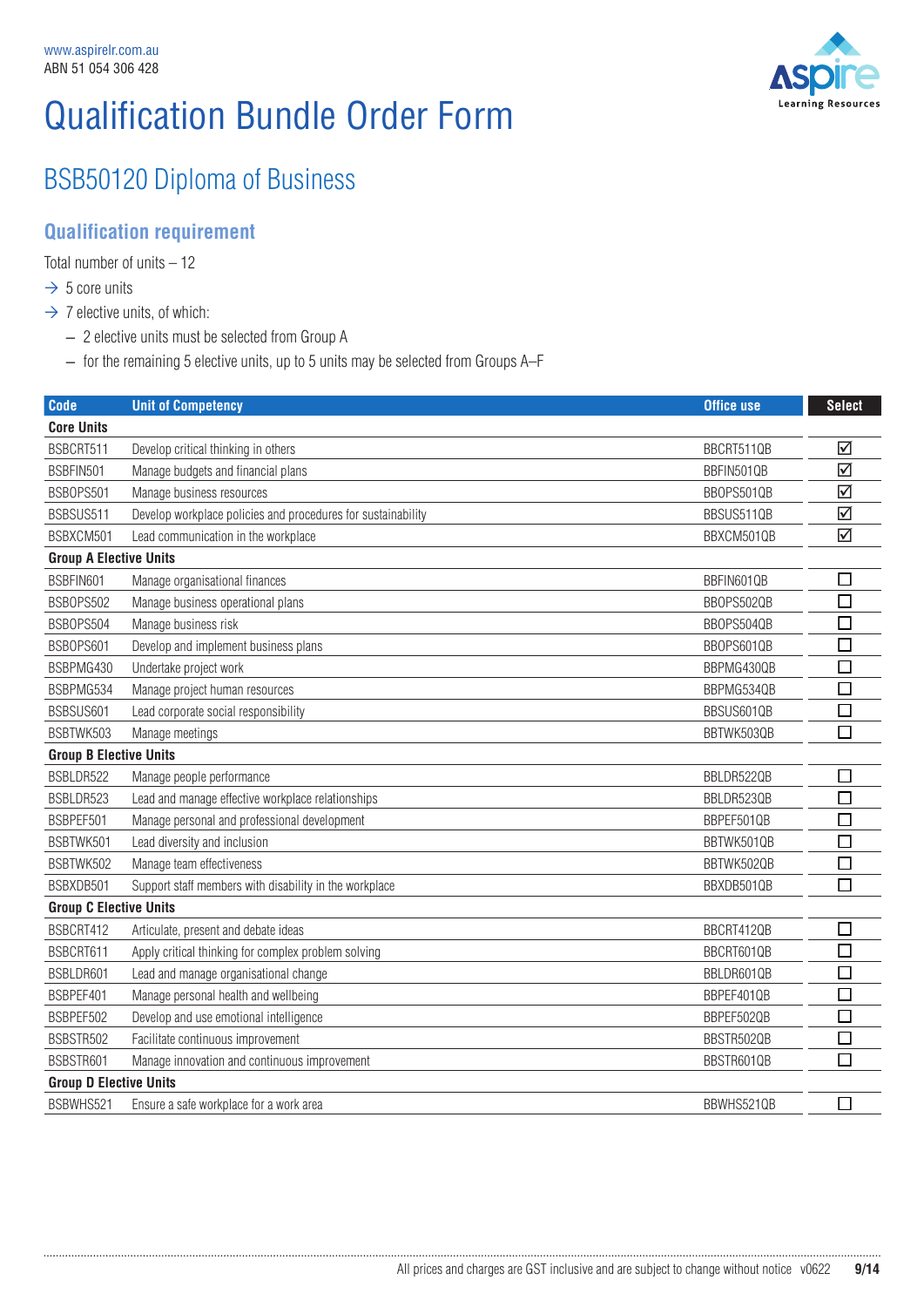www.aspirelr.com.au
ABN 51 054 306 428

# Qualification Bundle Order Form

## BSB50120 Diploma of Business

### Qualification requirement

Total number of units – 12

- → 5 core units
- → 7 elective units, of which:
  - – 2 elective units must be selected from Group A
  - – for the remaining 5 elective units, up to 5 units may be selected from Groups A–F

| Code | Unit of Competency | Office use | Select |
|---|---|---|---|
| **Core Units** | | | |
| BSBCRT511 | Develop critical thinking in others | BBCRT511QB | ☑ |
| BSBFIN501 | Manage budgets and financial plans | BBFIN501QB | ☑ |
| BSBOPS501 | Manage business resources | BBOPS501QB | ☑ |
| BSBSUS511 | Develop workplace policies and procedures for sustainability | BBSUS511QB | ☑ |
| BSBXCM501 | Lead communication in the workplace | BBXCM501QB | ☑ |
| **Group A Elective Units** | | | |
| BSBFIN601 | Manage organisational finances | BBFIN601QB | ☐ |
| BSBOPS502 | Manage business operational plans | BBOPS502QB | ☐ |
| BSBOPS504 | Manage business risk | BBOPS504QB | ☐ |
| BSBOPS601 | Develop and implement business plans | BBOPS601QB | ☐ |
| BSBPMG430 | Undertake project work | BBPMG430QB | ☐ |
| BSBPMG534 | Manage project human resources | BBPMG534QB | ☐ |
| BSBSUS601 | Lead corporate social responsibility | BBSUS601QB | ☐ |
| BSBTWK503 | Manage meetings | BBTWK503QB | ☐ |
| **Group B Elective Units** | | | |
| BSBLDR522 | Manage people performance | BBLDR522QB | ☐ |
| BSBLDR523 | Lead and manage effective workplace relationships | BBLDR523QB | ☐ |
| BSBPEF501 | Manage personal and professional development | BBPEF501QB | ☐ |
| BSBTWK501 | Lead diversity and inclusion | BBTWK501QB | ☐ |
| BSBTWK502 | Manage team effectiveness | BBTWK502QB | ☐ |
| BSBXDB501 | Support staff members with disability in the workplace | BBXDB501QB | ☐ |
| **Group C Elective Units** | | | |
| BSBCRT412 | Articulate, present and debate ideas | BBCRT412QB | ☐ |
| BSBCRT611 | Apply critical thinking for complex problem solving | BBCRT601QB | ☐ |
| BSBLDR601 | Lead and manage organisational change | BBLDR601QB | ☐ |
| BSBPEF401 | Manage personal health and wellbeing | BBPEF401QB | ☐ |
| BSBPEF502 | Develop and use emotional intelligence | BBPEF502QB | ☐ |
| BSBSTR502 | Facilitate continuous improvement | BBSTR502QB | ☐ |
| BSBSTR601 | Manage innovation and continuous improvement | BBSTR601QB | ☐ |
| **Group D Elective Units** | | | |
| BSBWHS521 | Ensure a safe workplace for a work area | BBWHS521QB | ☐ |

All prices and charges are GST inclusive and are subject to change without notice v0622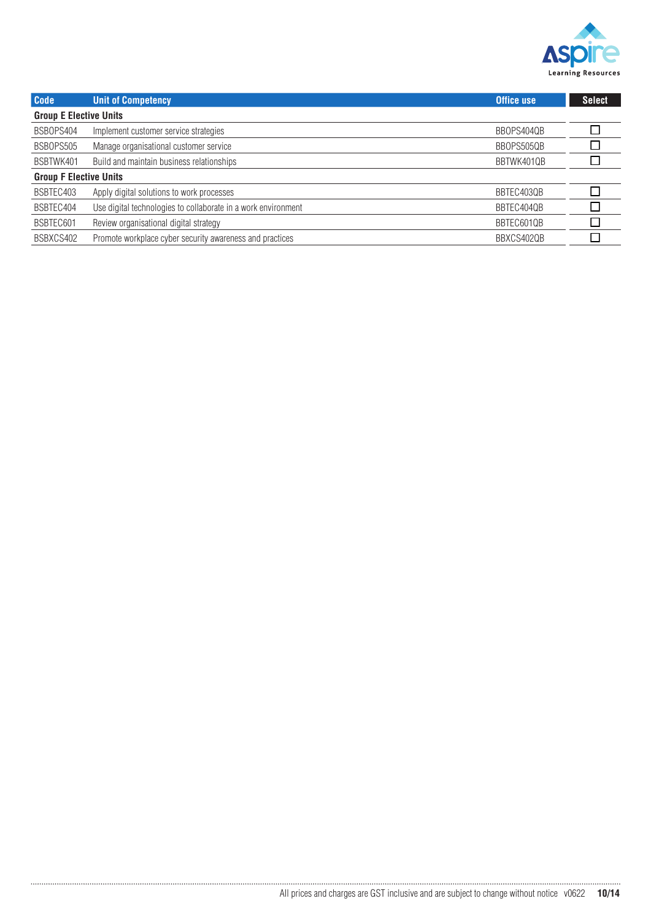| Code | Unit of Competency | Office use | Select |
|---|---|---|---|
| **Group E Elective Units** | | | |
| BSBOPS404 | Implement customer service strategies | BBOPS404QB | ☐ |
| BSBOPS505 | Manage organisational customer service | BBOPS505QB | ☐ |
| BSBTWK401 | Build and maintain business relationships | BBTWK401QB | ☐ |
| **Group F Elective Units** | | | |
| BSBTEC403 | Apply digital solutions to work processes | BBTEC403QB | ☐ |
| BSBTEC404 | Use digital technologies to collaborate in a work environment | BBTEC404QB | ☐ |
| BSBTEC601 | Review organisational digital strategy | BBTEC601QB | ☐ |
| BSBXCS402 | Promote workplace cyber security awareness and practices | BBXCS402QB | ☐ |

All prices and charges are GST inclusive and are subject to change without notice v0622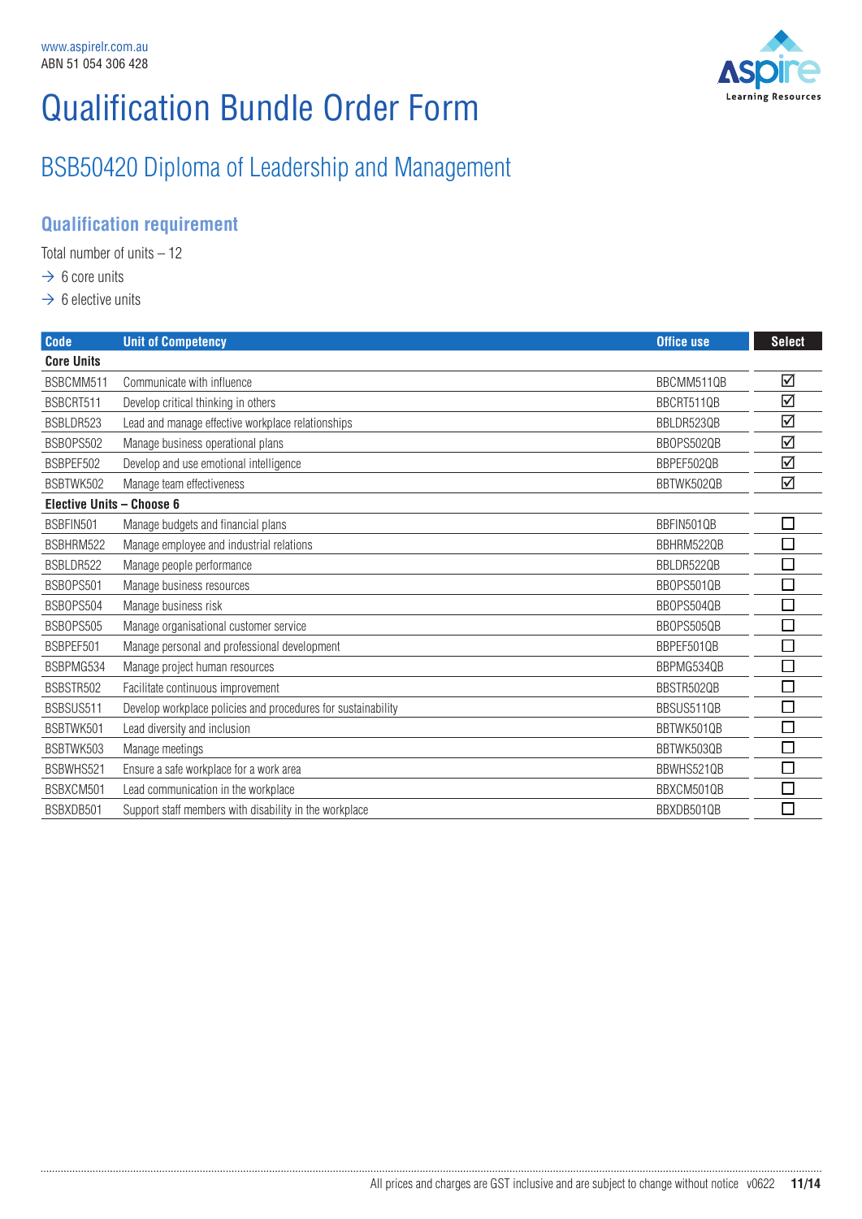www.aspirelr.com.au
ABN 51 054 306 428

# Qualification Bundle Order Form

## BSB50420 Diploma of Leadership and Management

### Qualification requirement

Total number of units – 12

→ 6 core units

→ 6 elective units

| Code | Unit of Competency | Office use | Select |
|---|---|---|---|
| **Core Units** | | | |
| BSBCMM511 | Communicate with influence | BBCMM511QB | ☑ |
| BSBCRT511 | Develop critical thinking in others | BBCRT511QB | ☑ |
| BSBLDR523 | Lead and manage effective workplace relationships | BBLDR523QB | ☑ |
| BSBOPS502 | Manage business operational plans | BBOPS502QB | ☑ |
| BSBPEF502 | Develop and use emotional intelligence | BBPEF502QB | ☑ |
| BSBTWK502 | Manage team effectiveness | BBTWK502QB | ☑ |
| **Elective Units – Choose 6** | | | |
| BSBFIN501 | Manage budgets and financial plans | BBFIN501QB | ☐ |
| BSBHRM522 | Manage employee and industrial relations | BBHRM522QB | ☐ |
| BSBLDR522 | Manage people performance | BBLDR522QB | ☐ |
| BSBOPS501 | Manage business resources | BBOPS501QB | ☐ |
| BSBOPS504 | Manage business risk | BBOPS504QB | ☐ |
| BSBOPS505 | Manage organisational customer service | BBOPS505QB | ☐ |
| BSBPEF501 | Manage personal and professional development | BBPEF501QB | ☐ |
| BSBPMG534 | Manage project human resources | BBPMG534QB | ☐ |
| BSBSTR502 | Facilitate continuous improvement | BBSTR502QB | ☐ |
| BSBSUS511 | Develop workplace policies and procedures for sustainability | BBSUS511QB | ☐ |
| BSBTWK501 | Lead diversity and inclusion | BBTWK501QB | ☐ |
| BSBTWK503 | Manage meetings | BBTWK503QB | ☐ |
| BSBWHS521 | Ensure a safe workplace for a work area | BBWHS521QB | ☐ |
| BSBXCM501 | Lead communication in the workplace | BBXCM501QB | ☐ |
| BSBXDB501 | Support staff members with disability in the workplace | BBXDB501QB | ☐ |

All prices and charges are GST inclusive and are subject to change without notice v0622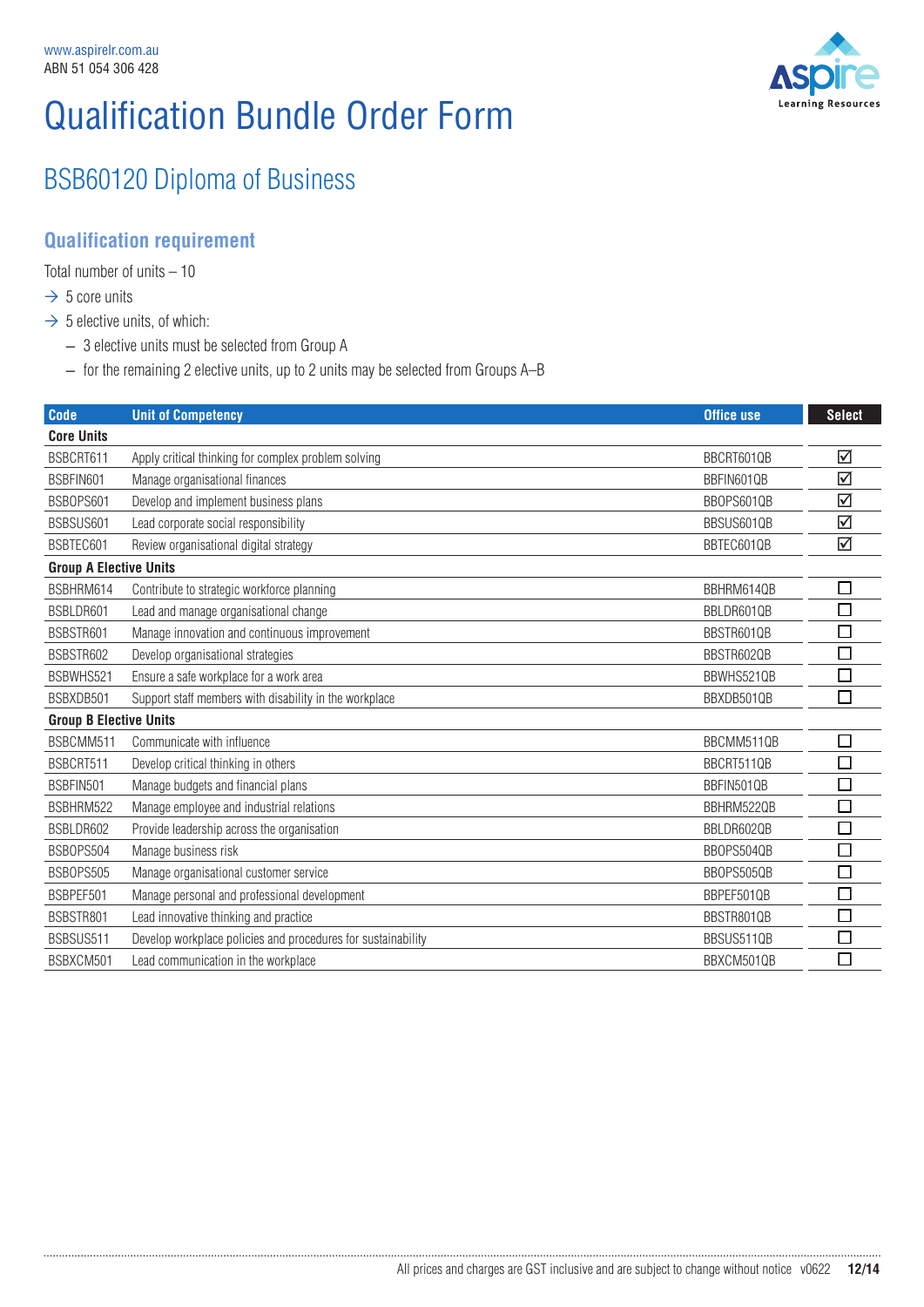www.aspirelr.com.au
ABN 51 054 306 428

# Qualification Bundle Order Form

## BSB60120 Diploma of Business

### Qualification requirement

Total number of units – 10

- → 5 core units
- → 5 elective units, of which:
  - – 3 elective units must be selected from Group A
  - – for the remaining 2 elective units, up to 2 units may be selected from Groups A–B

| Code | Unit of Competency | Office use | Select |
|---|---|---|---|
| **Core Units** | | | |
| BSBCRT611 | Apply critical thinking for complex problem solving | BBCRT601QB | ☑ |
| BSBFIN601 | Manage organisational finances | BBFIN601QB | ☑ |
| BSBOPS601 | Develop and implement business plans | BBOPS601QB | ☑ |
| BSBSUS601 | Lead corporate social responsibility | BBSUS601QB | ☑ |
| BSBTEC601 | Review organisational digital strategy | BBTEC601QB | ☑ |
| **Group A Elective Units** | | | |
| BSBHRM614 | Contribute to strategic workforce planning | BBHRM614QB | ☐ |
| BSBLDR601 | Lead and manage organisational change | BBLDR601QB | ☐ |
| BSBSTR601 | Manage innovation and continuous improvement | BBSTR601QB | ☐ |
| BSBSTR602 | Develop organisational strategies | BBSTR602QB | ☐ |
| BSBWHS521 | Ensure a safe workplace for a work area | BBWHS521QB | ☐ |
| BSBXDB501 | Support staff members with disability in the workplace | BBXDB501QB | ☐ |
| **Group B Elective Units** | | | |
| BSBCMM511 | Communicate with influence | BBCMM511QB | ☐ |
| BSBCRT511 | Develop critical thinking in others | BBCRT511QB | ☐ |
| BSBFIN501 | Manage budgets and financial plans | BBFIN501QB | ☐ |
| BSBHRM522 | Manage employee and industrial relations | BBHRM522QB | ☐ |
| BSBLDR602 | Provide leadership across the organisation | BBLDR602QB | ☐ |
| BSBOPS504 | Manage business risk | BBOPS504QB | ☐ |
| BSBOPS505 | Manage organisational customer service | BBOPS505QB | ☐ |
| BSBPEF501 | Manage personal and professional development | BBPEF501QB | ☐ |
| BSBSTR801 | Lead innovative thinking and practice | BBSTR801QB | ☐ |
| BSBSUS511 | Develop workplace policies and procedures for sustainability | BBSUS511QB | ☐ |
| BSBXCM501 | Lead communication in the workplace | BBXCM501QB | ☐ |

All prices and charges are GST inclusive and are subject to change without notice v0622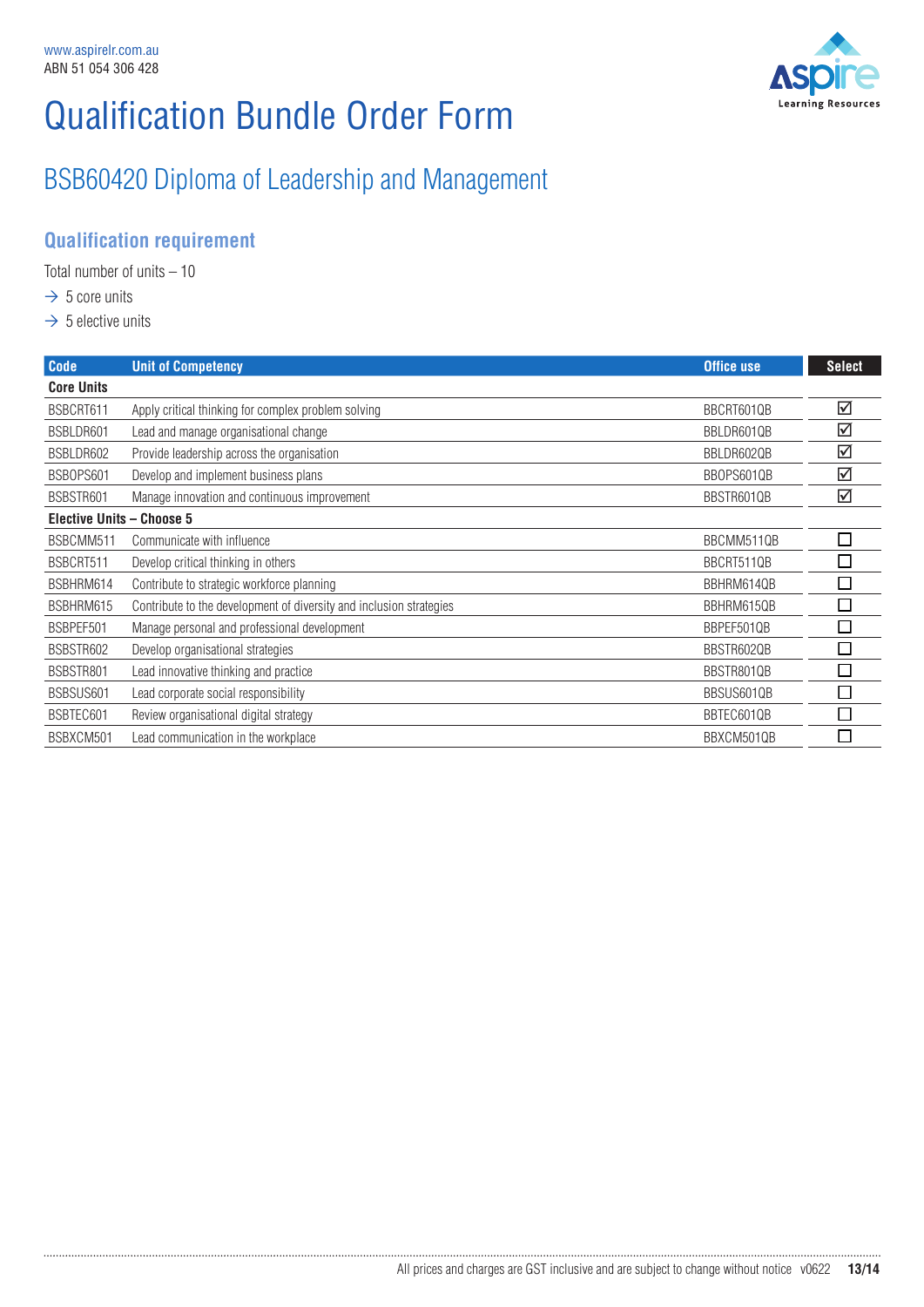www.aspirelr.com.au
ABN 51 054 306 428

# Qualification Bundle Order Form

## BSB60420 Diploma of Leadership and Management

### Qualification requirement

Total number of units – 10

→ 5 core units
→ 5 elective units

| Code | Unit of Competency | Office use | Select |
|---|---|---|---|
| **Core Units** | | | |
| BSBCRT611 | Apply critical thinking for complex problem solving | BBCRT601QB | ☑ |
| BSBLDR601 | Lead and manage organisational change | BBLDR601QB | ☑ |
| BSBLDR602 | Provide leadership across the organisation | BBLDR602QB | ☑ |
| BSBOPS601 | Develop and implement business plans | BBOPS601QB | ☑ |
| BSBSTR601 | Manage innovation and continuous improvement | BBSTR601QB | ☑ |
| **Elective Units – Choose 5** | | | |
| BSBCMM511 | Communicate with influence | BBCMM511QB | ☐ |
| BSBCRT511 | Develop critical thinking in others | BBCRT511QB | ☐ |
| BSBHRM614 | Contribute to strategic workforce planning | BBHRM614QB | ☐ |
| BSBHRM615 | Contribute to the development of diversity and inclusion strategies | BBHRM615QB | ☐ |
| BSBPEF501 | Manage personal and professional development | BBPEF501QB | ☐ |
| BSBSTR602 | Develop organisational strategies | BBSTR602QB | ☐ |
| BSBSTR801 | Lead innovative thinking and practice | BBSTR801QB | ☐ |
| BSBSUS601 | Lead corporate social responsibility | BBSUS601QB | ☐ |
| BSBTEC601 | Review organisational digital strategy | BBTEC601QB | ☐ |
| BSBXCM501 | Lead communication in the workplace | BBXCM501QB | ☐ |

All prices and charges are GST inclusive and are subject to change without notice v0622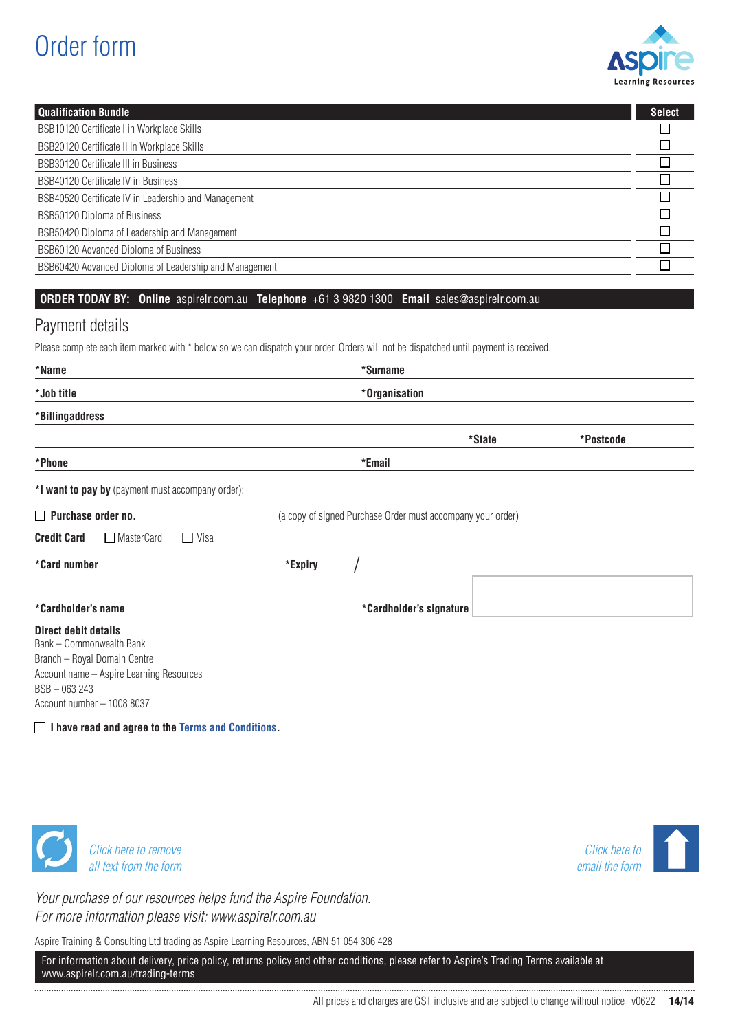# Order form

| Qualification Bundle | Select |
|---|---|
| BSB10120 Certificate I in Workplace Skills | ☐ |
| BSB20120 Certificate II in Workplace Skills | ☐ |
| BSB30120 Certificate III in Business | ☐ |
| BSB40120 Certificate IV in Business | ☐ |
| BSB40520 Certificate IV in Leadership and Management | ☐ |
| BSB50120 Diploma of Business | ☐ |
| BSB50420 Diploma of Leadership and Management | ☐ |
| BSB60120 Advanced Diploma of Business | ☐ |
| BSB60420 Advanced Diploma of Leadership and Management | ☐ |

**ORDER TODAY BY: Online** aspirelr.com.au **Telephone** +61 3 9820 1300 **Email** sales@aspirelr.com.au

## Payment details

Please complete each item marked with * below so we can dispatch your order. Orders will not be dispatched until payment is received.

**\*Name** **\*Surname**

**\*Job title** **\*Organisation**

**\*Billingaddress**

**\*State** **\*Postcode**

**\*Phone** **\*Email**

**\*I want to pay by** (payment must accompany order):

☐ **Purchase order no.** (a copy of signed Purchase Order must accompany your order)

**Credit Card** ☐ MasterCard ☐ Visa

**\*Card number** **\*Expiry** /

**\*Cardholder's name** **\*Cardholder's signature**

**Direct debit details**
Bank – Commonwealth Bank
Branch – Royal Domain Centre
Account name – Aspire Learning Resources
BSB – 063 243
Account number – 1008 8037

☐ **I have read and agree to the Terms and Conditions.**

*Click here to remove all text from the form*

*Click here to email the form*

*Your purchase of our resources helps fund the Aspire Foundation.*
*For more information please visit: www.aspirelr.com.au*

Aspire Training & Consulting Ltd trading as Aspire Learning Resources, ABN 51 054 306 428

For information about delivery, price policy, returns policy and other conditions, please refer to Aspire's Trading Terms available at www.aspirelr.com.au/trading-terms

All prices and charges are GST inclusive and are subject to change without notice v0622